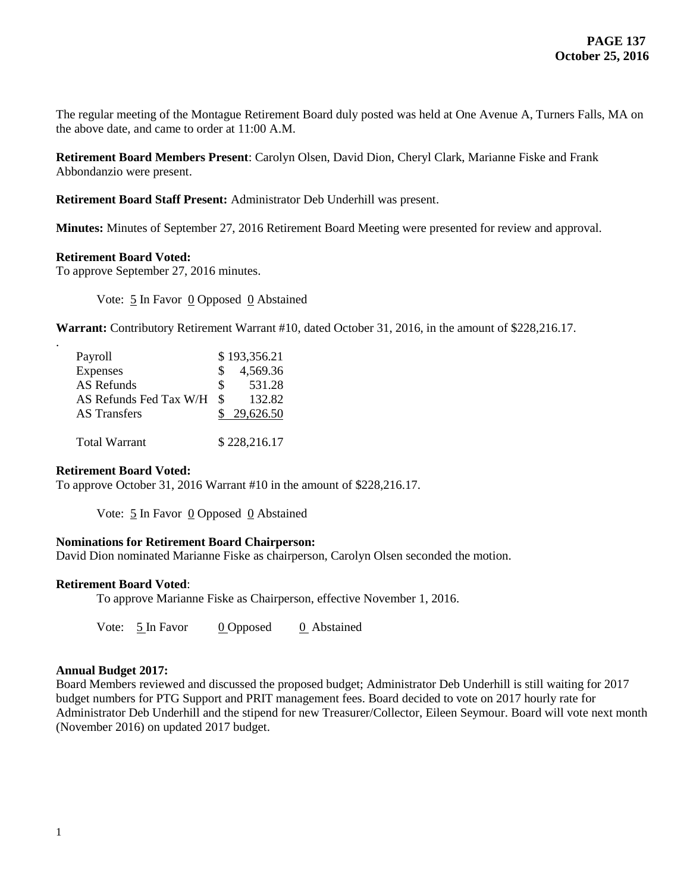The regular meeting of the Montague Retirement Board duly posted was held at One Avenue A, Turners Falls, MA on the above date, and came to order at 11:00 A.M.

**Retirement Board Members Present**: Carolyn Olsen, David Dion, Cheryl Clark, Marianne Fiske and Frank Abbondanzio were present.

**Retirement Board Staff Present:** Administrator Deb Underhill was present.

**Minutes:** Minutes of September 27, 2016 Retirement Board Meeting were presented for review and approval.

**Retirement Board Voted:**
To approve September 27, 2016 minutes.

Vote: 5 In Favor 0 Opposed 0 Abstained

**Warrant:** Contributory Retirement Warrant #10, dated October 31, 2016, in the amount of $228,216.17.

| | |
|---|---|
| Payroll | $ 193,356.21 |
| Expenses | $ 4,569.36 |
| AS Refunds | $ 531.28 |
| AS Refunds Fed Tax W/H | $ 132.82 |
| AS Transfers | $ 29,626.50 |
| Total Warrant | $ 228,216.17 |

**Retirement Board Voted:**
To approve October 31, 2016 Warrant #10 in the amount of $228,216.17.

Vote: 5 In Favor 0 Opposed 0 Abstained

**Nominations for Retirement Board Chairperson:**
David Dion nominated Marianne Fiske as chairperson, Carolyn Olsen seconded the motion.

**Retirement Board Voted**:
To approve Marianne Fiske as Chairperson, effective November 1, 2016.

Vote: 5 In Favor 0 Opposed 0 Abstained

**Annual Budget 2017:**
Board Members reviewed and discussed the proposed budget; Administrator Deb Underhill is still waiting for 2017 budget numbers for PTG Support and PRIT management fees. Board decided to vote on 2017 hourly rate for Administrator Deb Underhill and the stipend for new Treasurer/Collector, Eileen Seymour. Board will vote next month (November 2016) on updated 2017 budget.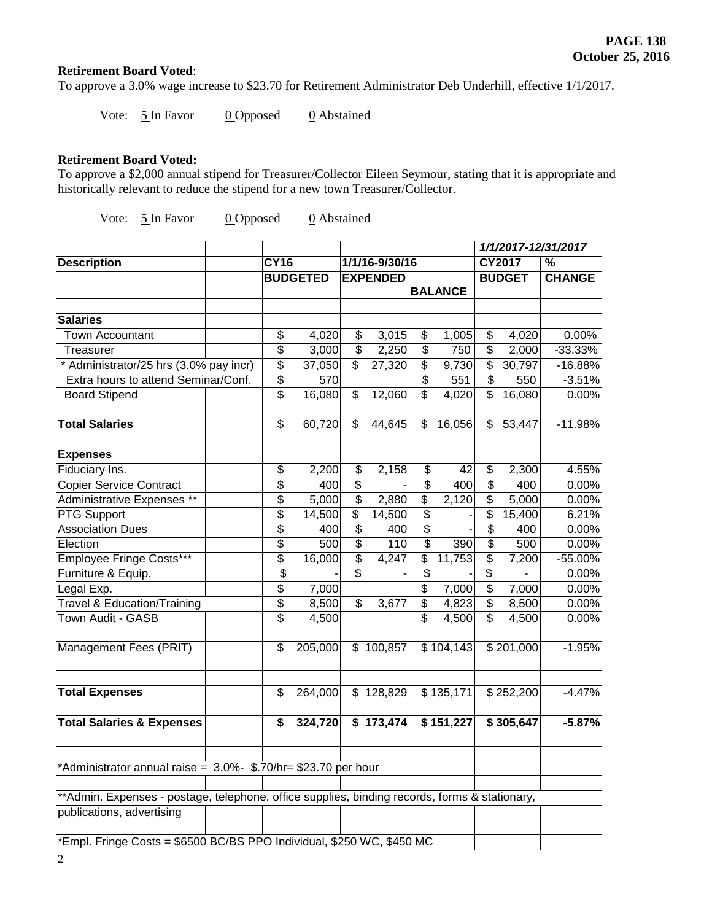**Retirement Board Voted**:
To approve a 3.0% wage increase to $23.70 for Retirement Administrator Deb Underhill, effective 1/1/2017.

Vote: 5 In Favor 0 Opposed 0 Abstained

**Retirement Board Voted:**
To approve a $2,000 annual stipend for Treasurer/Collector Eileen Seymour, stating that it is appropriate and historically relevant to reduce the stipend for a new town Treasurer/Collector.

Vote: 5 In Favor 0 Opposed 0 Abstained

| | | | | | *1/1/2017-12/31/2017* | |
|---|---|---|---|---|---|---|
| **Description** | | **CY16** | **1/1/16-9/30/16** | | **CY2017** | **%** |
| | | **BUDGETED** | **EXPENDED** | **BALANCE** | **BUDGET** | **CHANGE** |
| **Salaries** | | | | | | |
| Town Accountant | | $ 4,020 | $ 3,015 | $ 1,005 | $ 4,020 | 0.00% |
| Treasurer | | $ 3,000 | $ 2,250 | $ 750 | $ 2,000 | -33.33% |
| * Administrator/25 hrs (3.0% pay incr) | | $ 37,050 | $ 27,320 | $ 9,730 | $ 30,797 | -16.88% |
| Extra hours to attend Seminar/Conf. | | $ 570 | | $ 551 | $ 550 | -3.51% |
| Board Stipend | | $ 16,080 | $ 12,060 | $ 4,020 | $ 16,080 | 0.00% |
| **Total Salaries** | | $ 60,720 | $ 44,645 | $ 16,056 | $ 53,447 | -11.98% |
| **Expenses** | | | | | | |
| Fiduciary Ins. | | $ 2,200 | $ 2,158 | $ 42 | $ 2,300 | 4.55% |
| Copier Service Contract | | $ 400 | $ - | $ 400 | $ 400 | 0.00% |
| Administrative Expenses ** | | $ 5,000 | $ 2,880 | $ 2,120 | $ 5,000 | 0.00% |
| PTG Support | | $ 14,500 | $ 14,500 | $ - | $ 15,400 | 6.21% |
| Association Dues | | $ 400 | $ 400 | $ - | $ 400 | 0.00% |
| Election | | $ 500 | $ 110 | $ 390 | $ 500 | 0.00% |
| Employee Fringe Costs*** | | $ 16,000 | $ 4,247 | $ 11,753 | $ 7,200 | -55.00% |
| Furniture & Equip. | | $ - | $ - | $ - | $ - | 0.00% |
| Legal Exp. | | $ 7,000 | | $ 7,000 | $ 7,000 | 0.00% |
| Travel & Education/Training | | $ 8,500 | $ 3,677 | $ 4,823 | $ 8,500 | 0.00% |
| Town Audit - GASB | | $ 4,500 | | $ 4,500 | $ 4,500 | 0.00% |
| Management Fees (PRIT) | | $ 205,000 | $ 100,857 | $ 104,143 | $ 201,000 | -1.95% |
| **Total Expenses** | | $ 264,000 | $ 128,829 | $ 135,171 | $ 252,200 | -4.47% |
| **Total Salaries & Expenses** | | **$ 324,720** | **$ 173,474** | **$ 151,227** | **$ 305,647** | **-5.87%** |

*Administrator annual raise = 3.0%- $.70/hr= $23.70 per hour

**Admin. Expenses - postage, telephone, office supplies, binding records, forms & stationary, publications, advertising

*Empl. Fringe Costs = $6500 BC/BS PPO Individual, $250 WC, $450 MC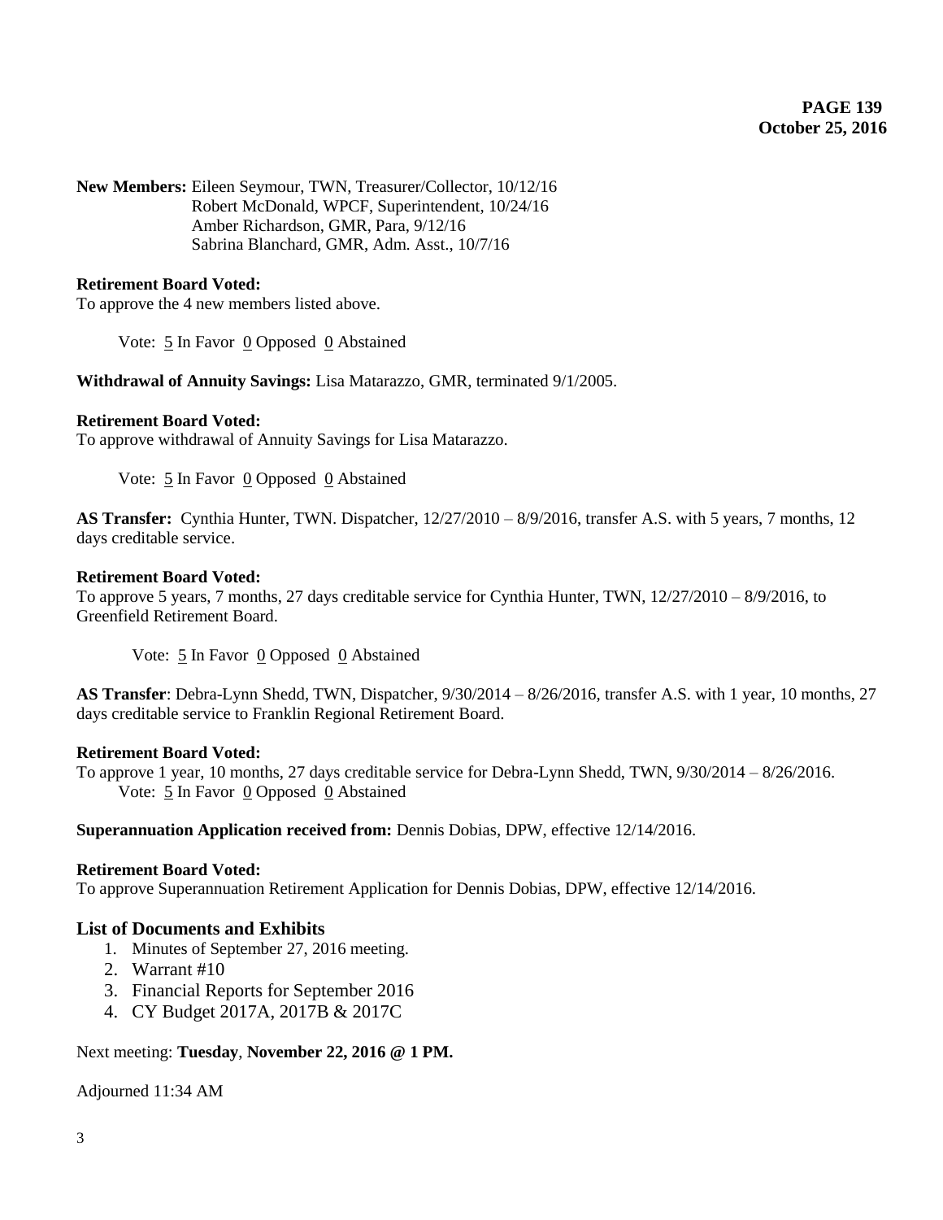**New Members:** Eileen Seymour, TWN, Treasurer/Collector, 10/12/16
Robert McDonald, WPCF, Superintendent, 10/24/16
Amber Richardson, GMR, Para, 9/12/16
Sabrina Blanchard, GMR, Adm. Asst., 10/7/16

**Retirement Board Voted:**
To approve the 4 new members listed above.

Vote: 5 In Favor 0 Opposed 0 Abstained

**Withdrawal of Annuity Savings:** Lisa Matarazzo, GMR, terminated 9/1/2005.

**Retirement Board Voted:**
To approve withdrawal of Annuity Savings for Lisa Matarazzo.

Vote: 5 In Favor 0 Opposed 0 Abstained

**AS Transfer:** Cynthia Hunter, TWN. Dispatcher, 12/27/2010 – 8/9/2016, transfer A.S. with 5 years, 7 months, 12 days creditable service.

**Retirement Board Voted:**
To approve 5 years, 7 months, 27 days creditable service for Cynthia Hunter, TWN, 12/27/2010 – 8/9/2016, to Greenfield Retirement Board.

Vote: 5 In Favor 0 Opposed 0 Abstained

**AS Transfer**: Debra-Lynn Shedd, TWN, Dispatcher, 9/30/2014 – 8/26/2016, transfer A.S. with 1 year, 10 months, 27 days creditable service to Franklin Regional Retirement Board.

**Retirement Board Voted:**
To approve 1 year, 10 months, 27 days creditable service for Debra-Lynn Shedd, TWN, 9/30/2014 – 8/26/2016.
Vote: 5 In Favor 0 Opposed 0 Abstained

**Superannuation Application received from:** Dennis Dobias, DPW, effective 12/14/2016.

**Retirement Board Voted:**
To approve Superannuation Retirement Application for Dennis Dobias, DPW, effective 12/14/2016.

### List of Documents and Exhibits

1. Minutes of September 27, 2016 meeting.
2. Warrant #10
3. Financial Reports for September 2016
4. CY Budget 2017A, 2017B & 2017C

Next meeting: **Tuesday**, **November 22, 2016 @ 1 PM.**

Adjourned 11:34 AM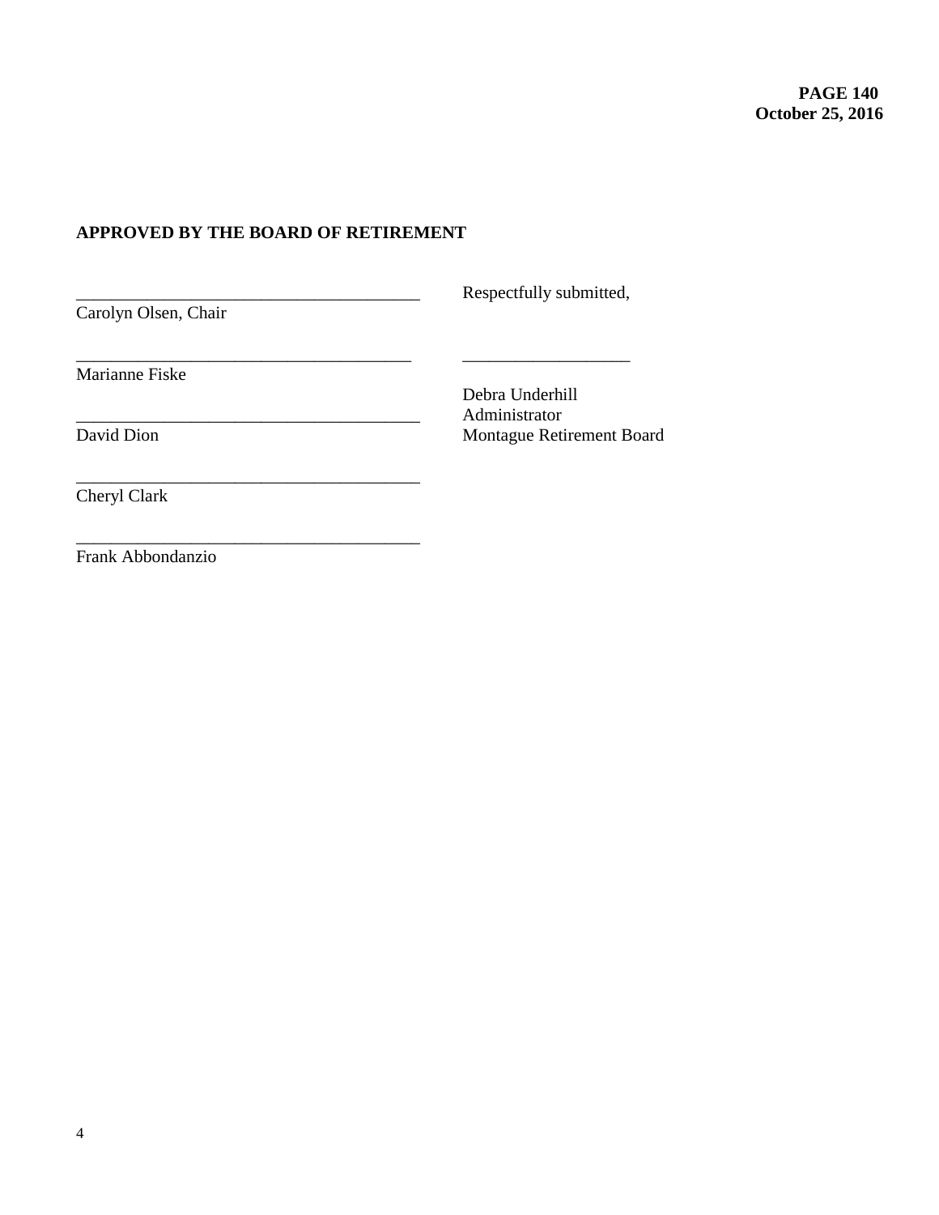**APPROVED BY THE BOARD OF RETIREMENT**

_______________________________________
Carolyn Olsen, Chair

_______________________________________
Marianne Fiske

_______________________________________
David Dion

_______________________________________
Cheryl Clark

_______________________________________
Frank Abbondanzio

Respectfully submitted,

___________________

Debra Underhill
Administrator
Montague Retirement Board